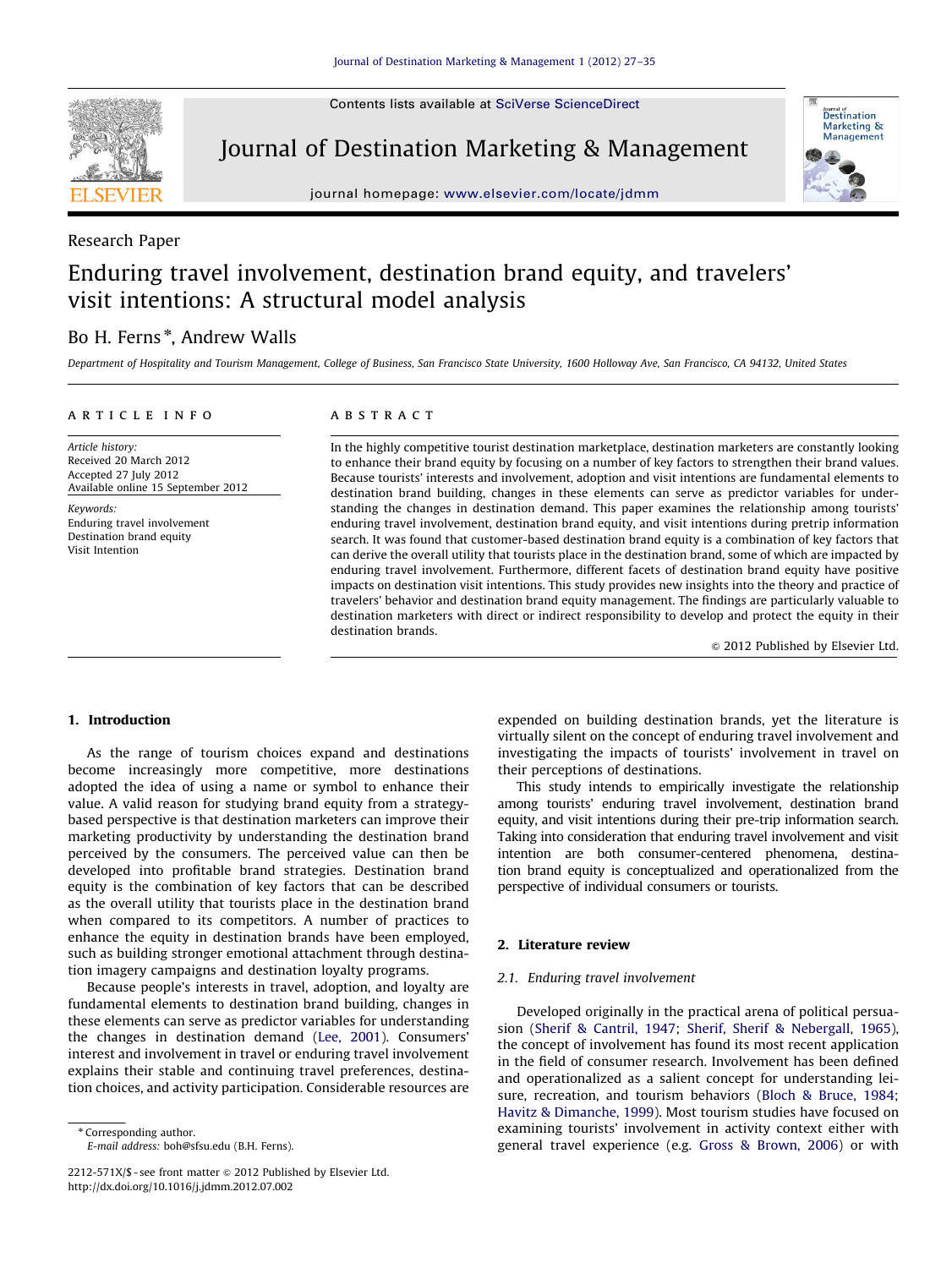Research Paper

# Enduring travel involvement, destination brand equity, and travelers' visit intentions: A structural model analysis

Bo H. Ferns *, Andrew Walls

Department of Hospitality and Tourism Management, College of Business, San Francisco State University, 1600 Holloway Ave, San Francisco, CA 94132, United States

ARTICLE INFO

*Article history:*
Received 20 March 2012
Accepted 27 July 2012
Available online 15 September 2012

*Keywords:*
Enduring travel involvement
Destination brand equity
Visit Intention

ABSTRACT

In the highly competitive tourist destination marketplace, destination marketers are constantly looking to enhance their brand equity by focusing on a number of key factors to strengthen their brand values. Because tourists' interests and involvement, adoption and visit intentions are fundamental elements to destination brand building, changes in these elements can serve as predictor variables for understanding the changes in destination demand. This paper examines the relationship among tourists' enduring travel involvement, destination brand equity, and visit intentions during pretrip information search. It was found that customer-based destination brand equity is a combination of key factors that can derive the overall utility that tourists place in the destination brand, some of which are impacted by enduring travel involvement. Furthermore, different facets of destination brand equity have positive impacts on destination visit intentions. This study provides new insights into the theory and practice of travelers' behavior and destination brand equity management. The findings are particularly valuable to destination marketers with direct or indirect responsibility to develop and protect the equity in their destination brands.

© 2012 Published by Elsevier Ltd.

## 1. Introduction

As the range of tourism choices expand and destinations become increasingly more competitive, more destinations adopted the idea of using a name or symbol to enhance their value. A valid reason for studying brand equity from a strategy-based perspective is that destination marketers can improve their marketing productivity by understanding the destination brand perceived by the consumers. The perceived value can then be developed into profitable brand strategies. Destination brand equity is the combination of key factors that can be described as the overall utility that tourists place in the destination brand when compared to its competitors. A number of practices to enhance the equity in destination brands have been employed, such as building stronger emotional attachment through destination imagery campaigns and destination loyalty programs.

Because people's interests in travel, adoption, and loyalty are fundamental elements to destination brand building, changes in these elements can serve as predictor variables for understanding the changes in destination demand (Lee, 2001). Consumers' interest and involvement in travel or enduring travel involvement explains their stable and continuing travel preferences, destination choices, and activity participation. Considerable resources are expended on building destination brands, yet the literature is virtually silent on the concept of enduring travel involvement and investigating the impacts of tourists' involvement in travel on their perceptions of destinations.

This study intends to empirically investigate the relationship among tourists' enduring travel involvement, destination brand equity, and visit intentions during their pre-trip information search. Taking into consideration that enduring travel involvement and visit intention are both consumer-centered phenomena, destination brand equity is conceptualized and operationalized from the perspective of individual consumers or tourists.

## 2. Literature review

### 2.1. Enduring travel involvement

Developed originally in the practical arena of political persuasion (Sherif & Cantril, 1947; Sherif, Sherif & Nebergall, 1965), the concept of involvement has found its most recent application in the field of consumer research. Involvement has been defined and operationalized as a salient concept for understanding leisure, recreation, and tourism behaviors (Bloch & Bruce, 1984; Havitz & Dimanche, 1999). Most tourism studies have focused on examining tourists' involvement in activity context either with general travel experience (e.g. Gross & Brown, 2006) or with

* Corresponding author.
E-mail address: boh@sfsu.edu (B.H. Ferns).

2212-571X/$ - see front matter © 2012 Published by Elsevier Ltd.
http://dx.doi.org/10.1016/j.jdmm.2012.07.002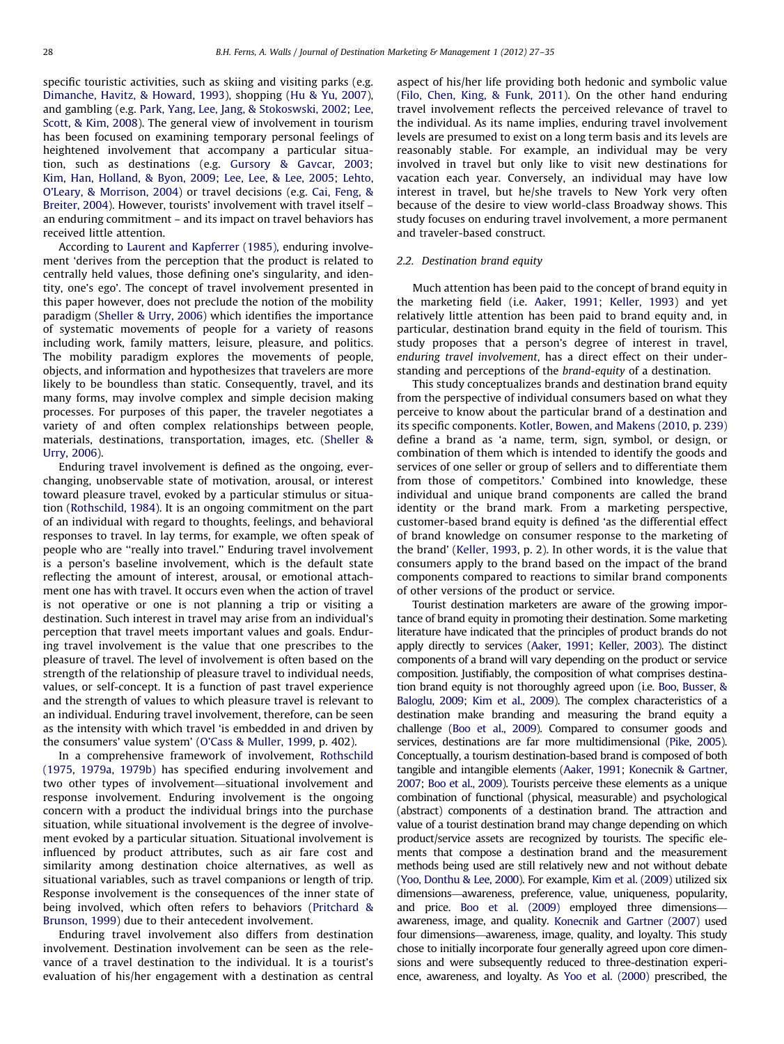specific touristic activities, such as skiing and visiting parks (e.g. Dimanche, Havitz, & Howard, 1993), shopping (Hu & Yu, 2007), and gambling (e.g. Park, Yang, Lee, Jang, & Stokoswski, 2002; Lee, Scott, & Kim, 2008). The general view of involvement in tourism has been focused on examining temporary personal feelings of heightened involvement that accompany a particular situation, such as destinations (e.g. Gursory & Gavcar, 2003; Kim, Han, Holland, & Byon, 2009; Lee, Lee, & Lee, 2005; Lehto, O'Leary, & Morrison, 2004) or travel decisions (e.g. Cai, Feng, & Breiter, 2004). However, tourists' involvement with travel itself – an enduring commitment – and its impact on travel behaviors has received little attention.

According to Laurent and Kapferrer (1985), enduring involvement 'derives from the perception that the product is related to centrally held values, those defining one's singularity, and identity, one's ego'. The concept of travel involvement presented in this paper however, does not preclude the notion of the mobility paradigm (Sheller & Urry, 2006) which identifies the importance of systematic movements of people for a variety of reasons including work, family matters, leisure, pleasure, and politics. The mobility paradigm explores the movements of people, objects, and information and hypothesizes that travelers are more likely to be boundless than static. Consequently, travel, and its many forms, may involve complex and simple decision making processes. For purposes of this paper, the traveler negotiates a variety of and often complex relationships between people, materials, destinations, transportation, images, etc. (Sheller & Urry, 2006).

Enduring travel involvement is defined as the ongoing, ever-changing, unobservable state of motivation, arousal, or interest toward pleasure travel, evoked by a particular stimulus or situation (Rothschild, 1984). It is an ongoing commitment on the part of an individual with regard to thoughts, feelings, and behavioral responses to travel. In lay terms, for example, we often speak of people who are "really into travel." Enduring travel involvement is a person's baseline involvement, which is the default state reflecting the amount of interest, arousal, or emotional attachment one has with travel. It occurs even when the action of travel is not operative or one is not planning a trip or visiting a destination. Such interest in travel may arise from an individual's perception that travel meets important values and goals. Enduring travel involvement is the value that one prescribes to the pleasure of travel. The level of involvement is often based on the strength of the relationship of pleasure travel to individual needs, values, or self-concept. It is a function of past travel experience and the strength of values to which pleasure travel is relevant to an individual. Enduring travel involvement, therefore, can be seen as the intensity with which travel 'is embedded in and driven by the consumers' value system' (O'Cass & Muller, 1999, p. 402).

In a comprehensive framework of involvement, Rothschild (1975, 1979a, 1979b) has specified enduring involvement and two other types of involvement—situational involvement and response involvement. Enduring involvement is the ongoing concern with a product the individual brings into the purchase situation, while situational involvement is the degree of involvement evoked by a particular situation. Situational involvement is influenced by product attributes, such as air fare cost and similarity among destination choice alternatives, as well as situational variables, such as travel companions or length of trip. Response involvement is the consequences of the inner state of being involved, which often refers to behaviors (Pritchard & Brunson, 1999) due to their antecedent involvement.

Enduring travel involvement also differs from destination involvement. Destination involvement can be seen as the relevance of a travel destination to the individual. It is a tourist's evaluation of his/her engagement with a destination as central aspect of his/her life providing both hedonic and symbolic value (Filo, Chen, King, & Funk, 2011). On the other hand enduring travel involvement reflects the perceived relevance of travel to the individual. As its name implies, enduring travel involvement levels are presumed to exist on a long term basis and its levels are reasonably stable. For example, an individual may be very involved in travel but only like to visit new destinations for vacation each year. Conversely, an individual may have low interest in travel, but he/she travels to New York very often because of the desire to view world-class Broadway shows. This study focuses on enduring travel involvement, a more permanent and traveler-based construct.

### 2.2. Destination brand equity

Much attention has been paid to the concept of brand equity in the marketing field (i.e. Aaker, 1991; Keller, 1993) and yet relatively little attention has been paid to brand equity and, in particular, destination brand equity in the field of tourism. This study proposes that a person's degree of interest in travel, *enduring travel involvement*, has a direct effect on their understanding and perceptions of the *brand-equity* of a destination.

This study conceptualizes brands and destination brand equity from the perspective of individual consumers based on what they perceive to know about the particular brand of a destination and its specific components. Kotler, Bowen, and Makens (2010, p. 239) define a brand as 'a name, term, sign, symbol, or design, or combination of them which is intended to identify the goods and services of one seller or group of sellers and to differentiate them from those of competitors.' Combined into knowledge, these individual and unique brand components are called the brand identity or the brand mark. From a marketing perspective, customer-based brand equity is defined 'as the differential effect of brand knowledge on consumer response to the marketing of the brand' (Keller, 1993, p. 2). In other words, it is the value that consumers apply to the brand based on the impact of the brand components compared to reactions to similar brand components of other versions of the product or service.

Tourist destination marketers are aware of the growing importance of brand equity in promoting their destination. Some marketing literature have indicated that the principles of product brands do not apply directly to services (Aaker, 1991; Keller, 2003). The distinct components of a brand will vary depending on the product or service composition. Justifiably, the composition of what comprises destination brand equity is not thoroughly agreed upon (i.e. Boo, Busser, & Baloglu, 2009; Kim et al., 2009). The complex characteristics of a destination make branding and measuring the brand equity a challenge (Boo et al., 2009). Compared to consumer goods and services, destinations are far more multidimensional (Pike, 2005). Conceptually, a tourism destination-based brand is composed of both tangible and intangible elements (Aaker, 1991; Konecnik & Gartner, 2007; Boo et al., 2009). Tourists perceive these elements as a unique combination of functional (physical, measurable) and psychological (abstract) components of a destination brand. The attraction and value of a tourist destination brand may change depending on which product/service assets are recognized by tourists. The specific elements that compose a destination brand and the measurement methods being used are still relatively new and not without debate (Yoo, Donthu & Lee, 2000). For example, Kim et al. (2009) utilized six dimensions—awareness, preference, value, uniqueness, popularity, and price. Boo et al. (2009) employed three dimensions—awareness, image, and quality. Konecnik and Gartner (2007) used four dimensions—awareness, image, quality, and loyalty. This study chose to initially incorporate four generally agreed upon core dimensions and were subsequently reduced to three-destination experience, awareness, and loyalty. As Yoo et al. (2000) prescribed, the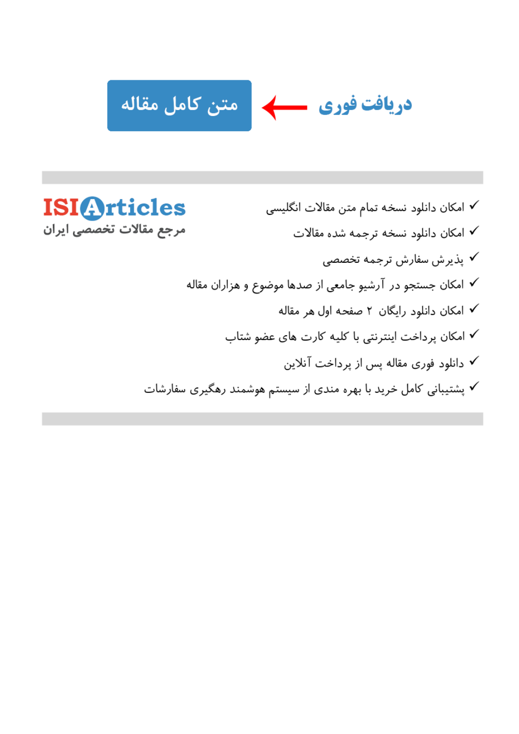**دریافت فوری ← متن کامل مقاله**

---

**ISIArticles**
**مرجع مقالات تخصصی ایران**

- ✓ امکان دانلود نسخه تمام متن مقالات انگلیسی
- ✓ امکان دانلود نسخه ترجمه شده مقالات
- ✓ پذیرش سفارش ترجمه تخصصی
- ✓ امکان جستجو در آرشیو جامعی از صدها موضوع و هزاران مقاله
- ✓ امکان دانلود رایگان ۲ صفحه اول هر مقاله
- ✓ امکان پرداخت اینترنتی با کلیه کارت های عضو شتاب
- ✓ دانلود فوری مقاله پس از پرداخت آنلاین
- ✓ پشتیبانی کامل خرید با بهره مندی از سیستم هوشمند رهگیری سفارشات

---